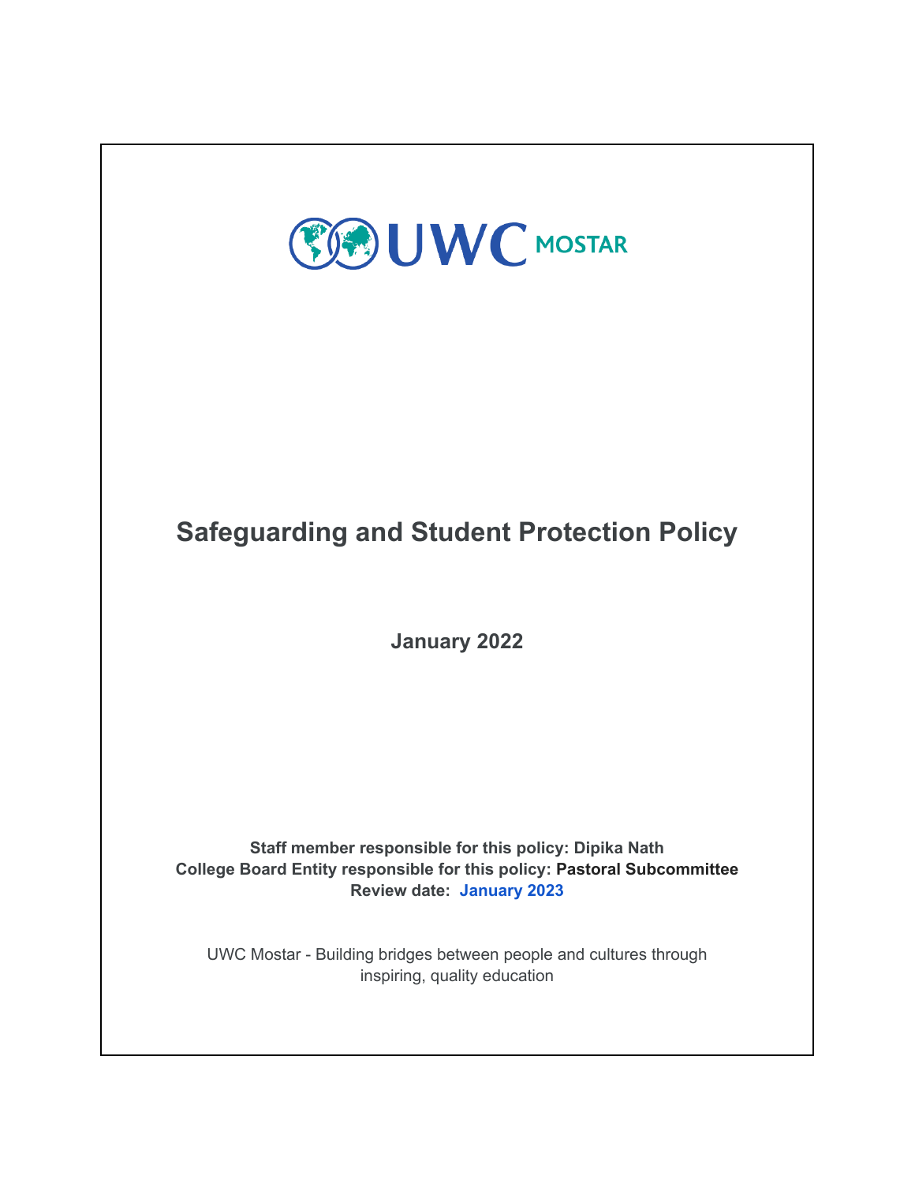UWC MOSTAR

# Safeguarding and Student Protection Policy

**January 2022**

**Staff member responsible for this policy: Dipika Nath**
**College Board Entity responsible for this policy: Pastoral Subcommittee**
**Review date: January 2023**

UWC Mostar - Building bridges between people and cultures through inspiring, quality education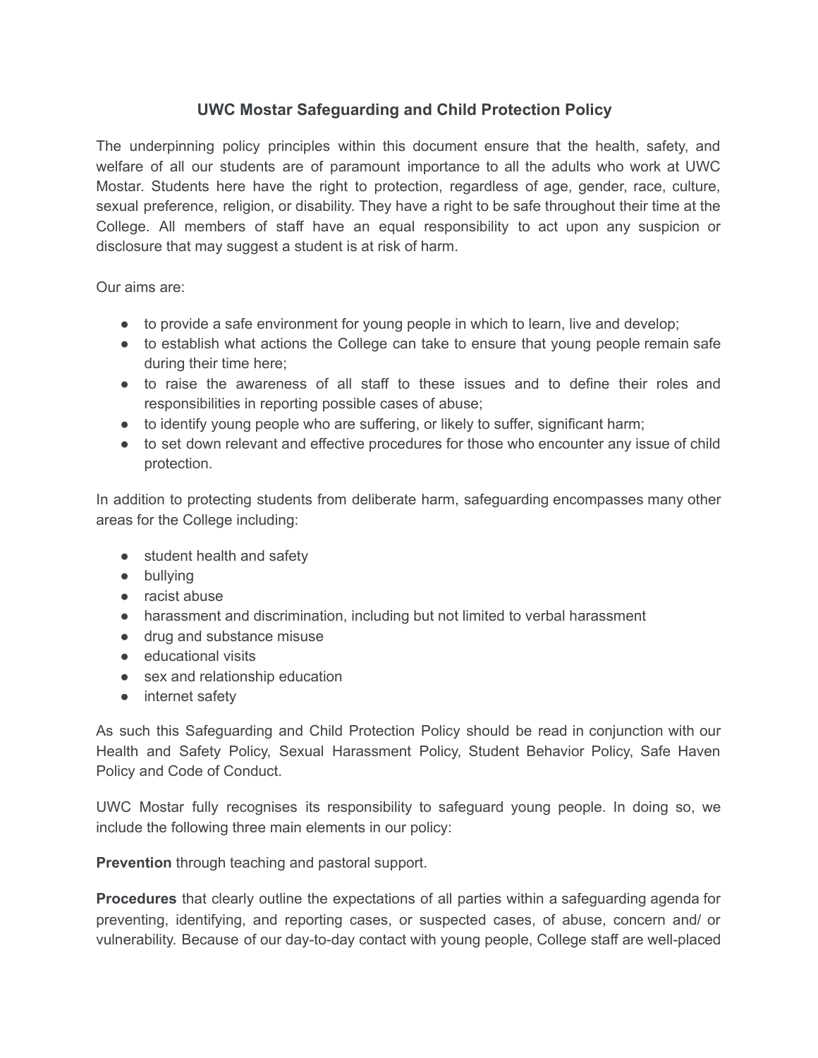# UWC Mostar Safeguarding and Child Protection Policy

The underpinning policy principles within this document ensure that the health, safety, and welfare of all our students are of paramount importance to all the adults who work at UWC Mostar. Students here have the right to protection, regardless of age, gender, race, culture, sexual preference, religion, or disability. They have a right to be safe throughout their time at the College. All members of staff have an equal responsibility to act upon any suspicion or disclosure that may suggest a student is at risk of harm.

Our aims are:

- to provide a safe environment for young people in which to learn, live and develop;
- to establish what actions the College can take to ensure that young people remain safe during their time here;
- to raise the awareness of all staff to these issues and to define their roles and responsibilities in reporting possible cases of abuse;
- to identify young people who are suffering, or likely to suffer, significant harm;
- to set down relevant and effective procedures for those who encounter any issue of child protection.

In addition to protecting students from deliberate harm, safeguarding encompasses many other areas for the College including:

- student health and safety
- bullying
- racist abuse
- harassment and discrimination, including but not limited to verbal harassment
- drug and substance misuse
- educational visits
- sex and relationship education
- internet safety

As such this Safeguarding and Child Protection Policy should be read in conjunction with our Health and Safety Policy, Sexual Harassment Policy, Student Behavior Policy, Safe Haven Policy and Code of Conduct.

UWC Mostar fully recognises its responsibility to safeguard young people. In doing so, we include the following three main elements in our policy:

**Prevention** through teaching and pastoral support.

**Procedures** that clearly outline the expectations of all parties within a safeguarding agenda for preventing, identifying, and reporting cases, or suspected cases, of abuse, concern and/ or vulnerability. Because of our day-to-day contact with young people, College staff are well-placed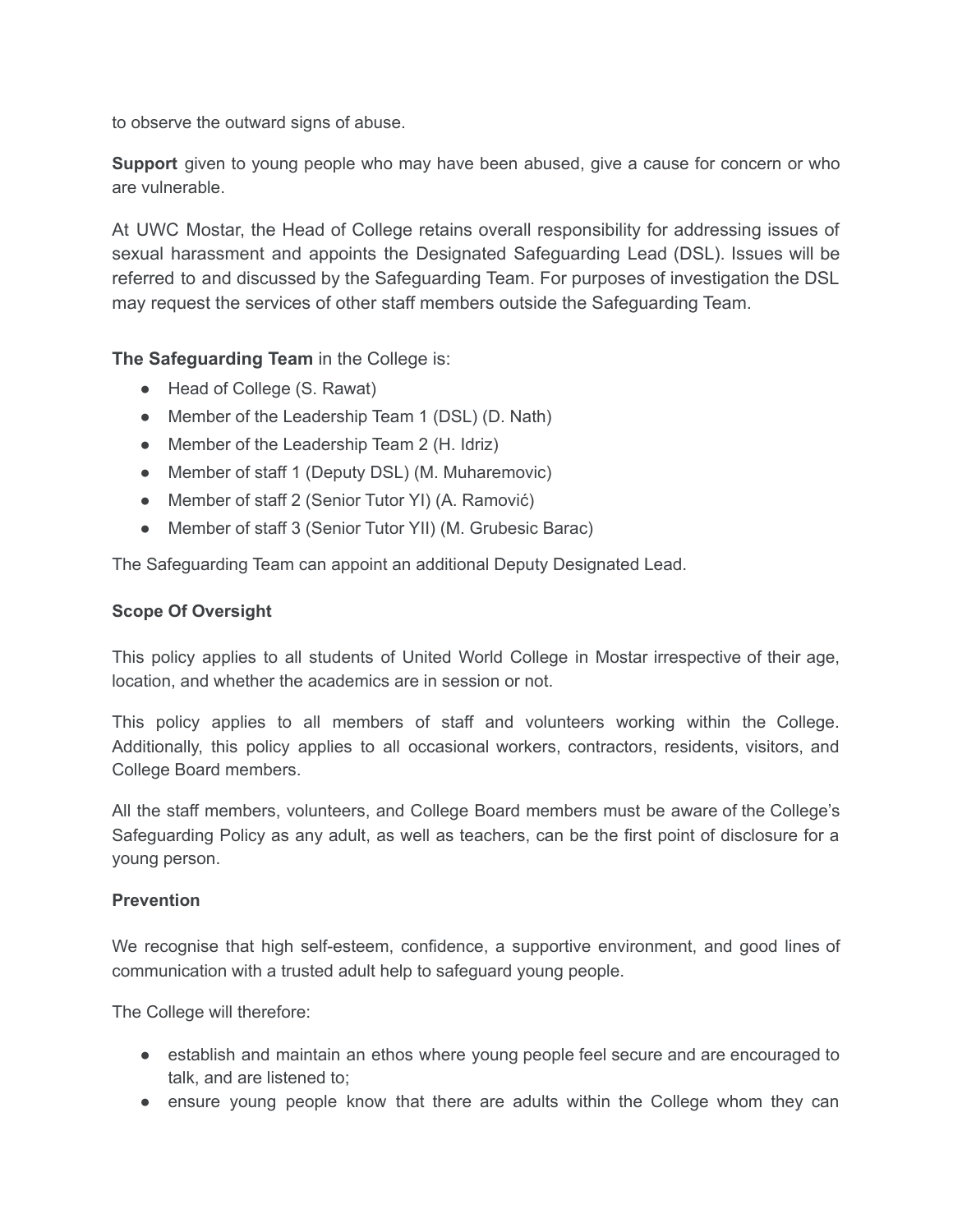to observe the outward signs of abuse.

**Support** given to young people who may have been abused, give a cause for concern or who are vulnerable.

At UWC Mostar, the Head of College retains overall responsibility for addressing issues of sexual harassment and appoints the Designated Safeguarding Lead (DSL). Issues will be referred to and discussed by the Safeguarding Team. For purposes of investigation the DSL may request the services of other staff members outside the Safeguarding Team.

**The Safeguarding Team** in the College is:

- Head of College (S. Rawat)
- Member of the Leadership Team 1 (DSL) (D. Nath)
- Member of the Leadership Team 2 (H. Idriz)
- Member of staff 1 (Deputy DSL) (M. Muharemovic)
- Member of staff 2 (Senior Tutor YI) (A. Ramović)
- Member of staff 3 (Senior Tutor YII) (M. Grubesic Barac)

The Safeguarding Team can appoint an additional Deputy Designated Lead.

**Scope Of Oversight**

This policy applies to all students of United World College in Mostar irrespective of their age, location, and whether the academics are in session or not.

This policy applies to all members of staff and volunteers working within the College. Additionally, this policy applies to all occasional workers, contractors, residents, visitors, and College Board members.

All the staff members, volunteers, and College Board members must be aware of the College's Safeguarding Policy as any adult, as well as teachers, can be the first point of disclosure for a young person.

**Prevention**

We recognise that high self-esteem, confidence, a supportive environment, and good lines of communication with a trusted adult help to safeguard young people.

The College will therefore:

- establish and maintain an ethos where young people feel secure and are encouraged to talk, and are listened to;
- ensure young people know that there are adults within the College whom they can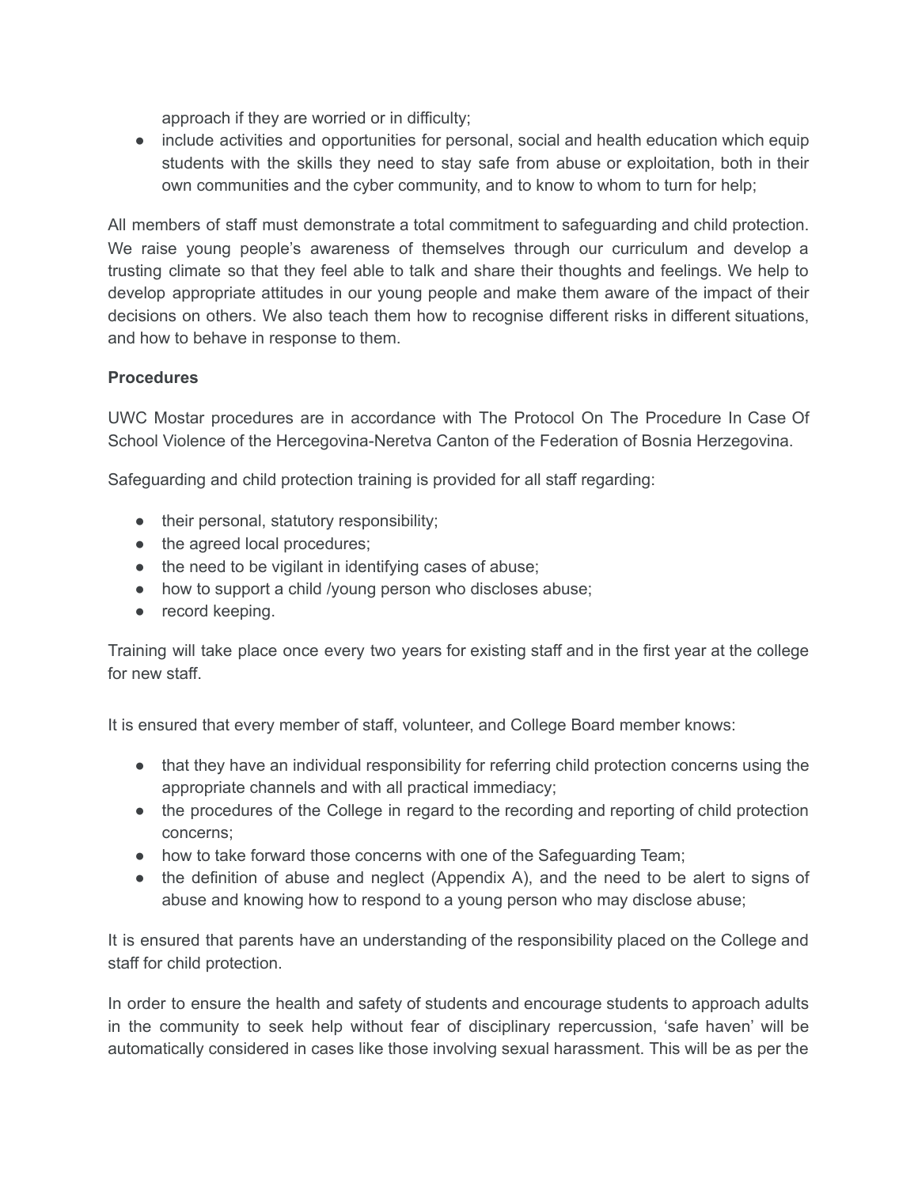approach if they are worried or in difficulty;

- include activities and opportunities for personal, social and health education which equip students with the skills they need to stay safe from abuse or exploitation, both in their own communities and the cyber community, and to know to whom to turn for help;

All members of staff must demonstrate a total commitment to safeguarding and child protection. We raise young people's awareness of themselves through our curriculum and develop a trusting climate so that they feel able to talk and share their thoughts and feelings. We help to develop appropriate attitudes in our young people and make them aware of the impact of their decisions on others. We also teach them how to recognise different risks in different situations, and how to behave in response to them.

**Procedures**

UWC Mostar procedures are in accordance with The Protocol On The Procedure In Case Of School Violence of the Hercegovina-Neretva Canton of the Federation of Bosnia Herzegovina.

Safeguarding and child protection training is provided for all staff regarding:

- their personal, statutory responsibility;
- the agreed local procedures;
- the need to be vigilant in identifying cases of abuse;
- how to support a child /young person who discloses abuse;
- record keeping.

Training will take place once every two years for existing staff and in the first year at the college for new staff.

It is ensured that every member of staff, volunteer, and College Board member knows:

- that they have an individual responsibility for referring child protection concerns using the appropriate channels and with all practical immediacy;
- the procedures of the College in regard to the recording and reporting of child protection concerns;
- how to take forward those concerns with one of the Safeguarding Team;
- the definition of abuse and neglect (Appendix A), and the need to be alert to signs of abuse and knowing how to respond to a young person who may disclose abuse;

It is ensured that parents have an understanding of the responsibility placed on the College and staff for child protection.

In order to ensure the health and safety of students and encourage students to approach adults in the community to seek help without fear of disciplinary repercussion, 'safe haven' will be automatically considered in cases like those involving sexual harassment. This will be as per the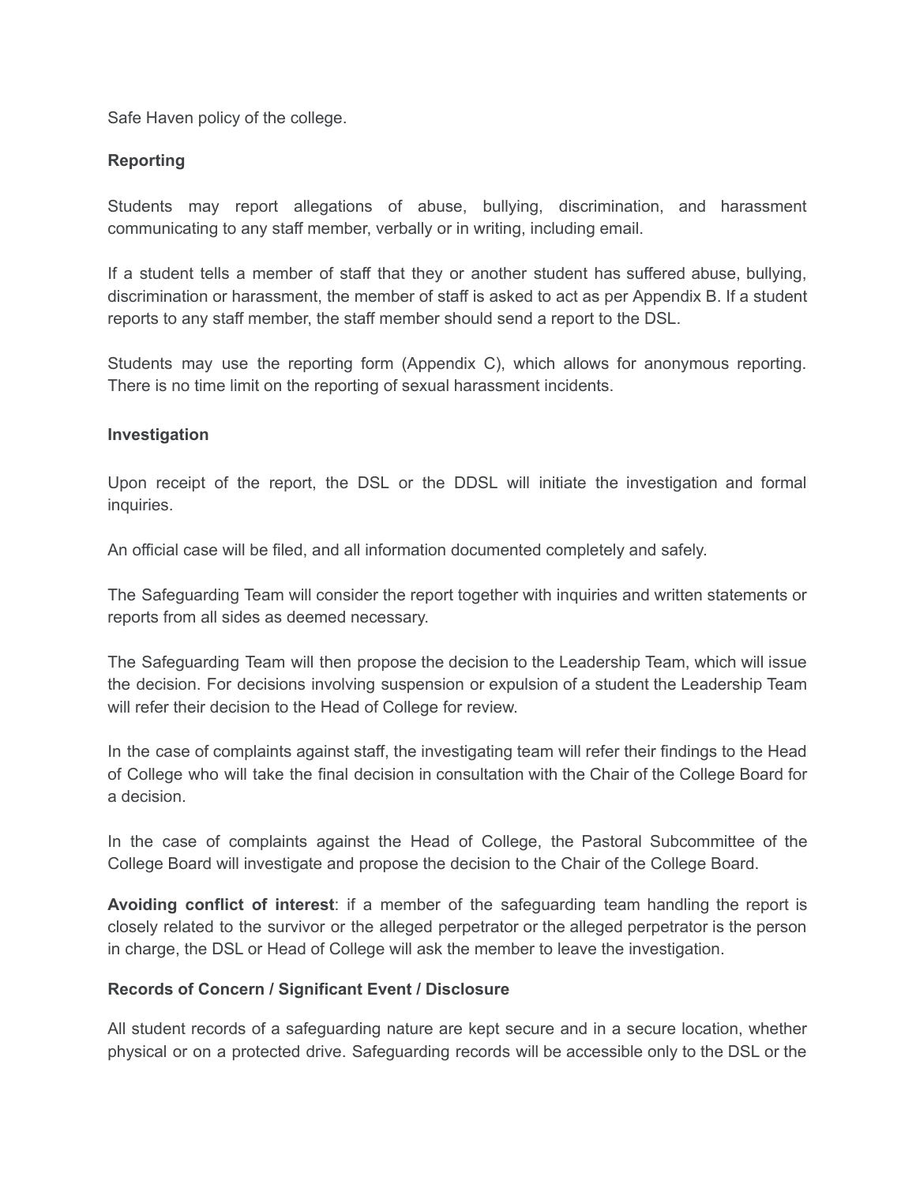Safe Haven policy of the college.

**Reporting**

Students may report allegations of abuse, bullying, discrimination, and harassment communicating to any staff member, verbally or in writing, including email.

If a student tells a member of staff that they or another student has suffered abuse, bullying, discrimination or harassment, the member of staff is asked to act as per Appendix B. If a student reports to any staff member, the staff member should send a report to the DSL.

Students may use the reporting form (Appendix C), which allows for anonymous reporting. There is no time limit on the reporting of sexual harassment incidents.

**Investigation**

Upon receipt of the report, the DSL or the DDSL will initiate the investigation and formal inquiries.

An official case will be filed, and all information documented completely and safely.

The Safeguarding Team will consider the report together with inquiries and written statements or reports from all sides as deemed necessary.

The Safeguarding Team will then propose the decision to the Leadership Team, which will issue the decision. For decisions involving suspension or expulsion of a student the Leadership Team will refer their decision to the Head of College for review.

In the case of complaints against staff, the investigating team will refer their findings to the Head of College who will take the final decision in consultation with the Chair of the College Board for a decision.

In the case of complaints against the Head of College, the Pastoral Subcommittee of the College Board will investigate and propose the decision to the Chair of the College Board.

**Avoiding conflict of interest**: if a member of the safeguarding team handling the report is closely related to the survivor or the alleged perpetrator or the alleged perpetrator is the person in charge, the DSL or Head of College will ask the member to leave the investigation.

**Records of Concern / Significant Event / Disclosure**

All student records of a safeguarding nature are kept secure and in a secure location, whether physical or on a protected drive. Safeguarding records will be accessible only to the DSL or the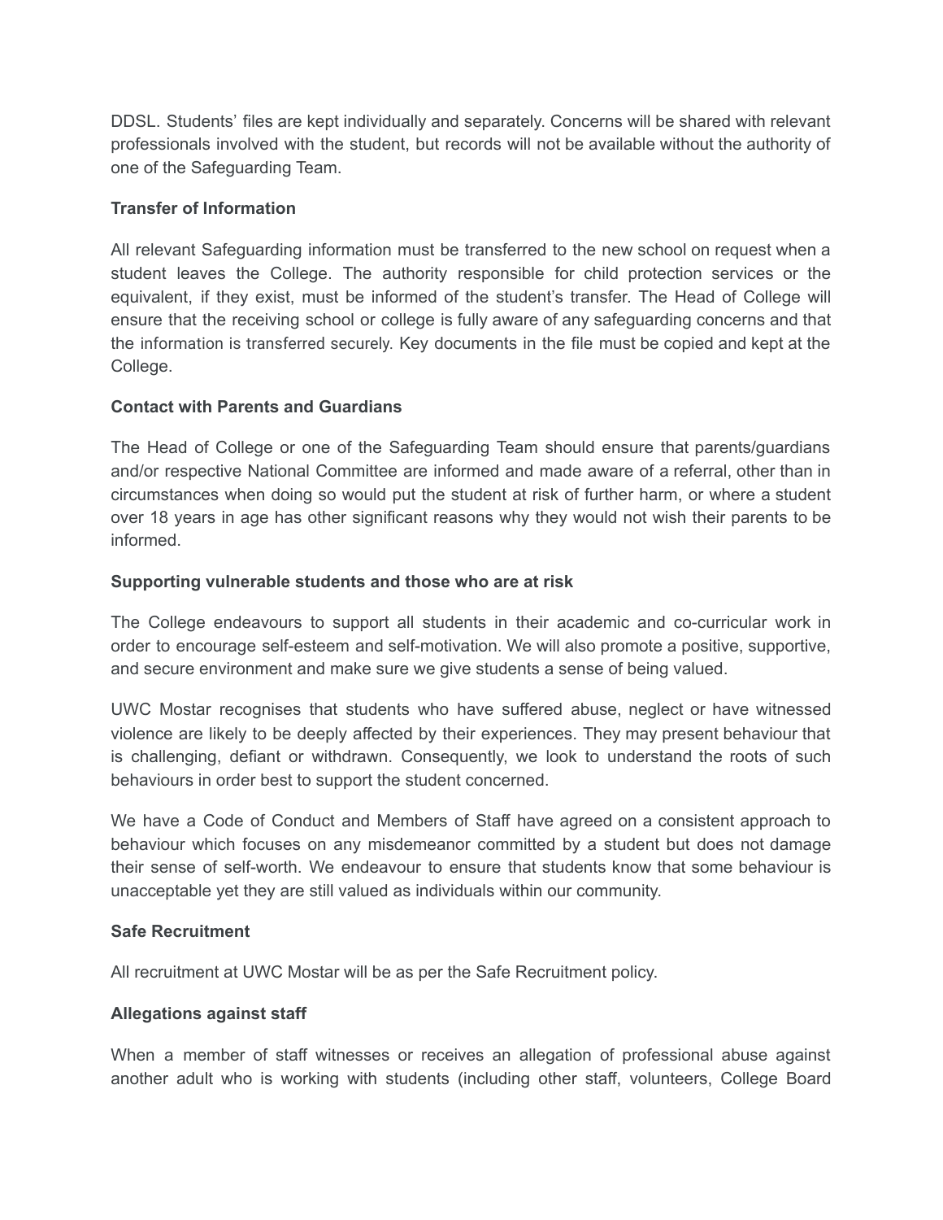DDSL. Students' files are kept individually and separately. Concerns will be shared with relevant professionals involved with the student, but records will not be available without the authority of one of the Safeguarding Team.

**Transfer of Information**

All relevant Safeguarding information must be transferred to the new school on request when a student leaves the College. The authority responsible for child protection services or the equivalent, if they exist, must be informed of the student's transfer. The Head of College will ensure that the receiving school or college is fully aware of any safeguarding concerns and that the information is transferred securely. Key documents in the file must be copied and kept at the College.

**Contact with Parents and Guardians**

The Head of College or one of the Safeguarding Team should ensure that parents/guardians and/or respective National Committee are informed and made aware of a referral, other than in circumstances when doing so would put the student at risk of further harm, or where a student over 18 years in age has other significant reasons why they would not wish their parents to be informed.

**Supporting vulnerable students and those who are at risk**

The College endeavours to support all students in their academic and co-curricular work in order to encourage self-esteem and self-motivation. We will also promote a positive, supportive, and secure environment and make sure we give students a sense of being valued.

UWC Mostar recognises that students who have suffered abuse, neglect or have witnessed violence are likely to be deeply affected by their experiences. They may present behaviour that is challenging, defiant or withdrawn. Consequently, we look to understand the roots of such behaviours in order best to support the student concerned.

We have a Code of Conduct and Members of Staff have agreed on a consistent approach to behaviour which focuses on any misdemeanor committed by a student but does not damage their sense of self-worth. We endeavour to ensure that students know that some behaviour is unacceptable yet they are still valued as individuals within our community.

**Safe Recruitment**

All recruitment at UWC Mostar will be as per the Safe Recruitment policy.

**Allegations against staff**

When a member of staff witnesses or receives an allegation of professional abuse against another adult who is working with students (including other staff, volunteers, College Board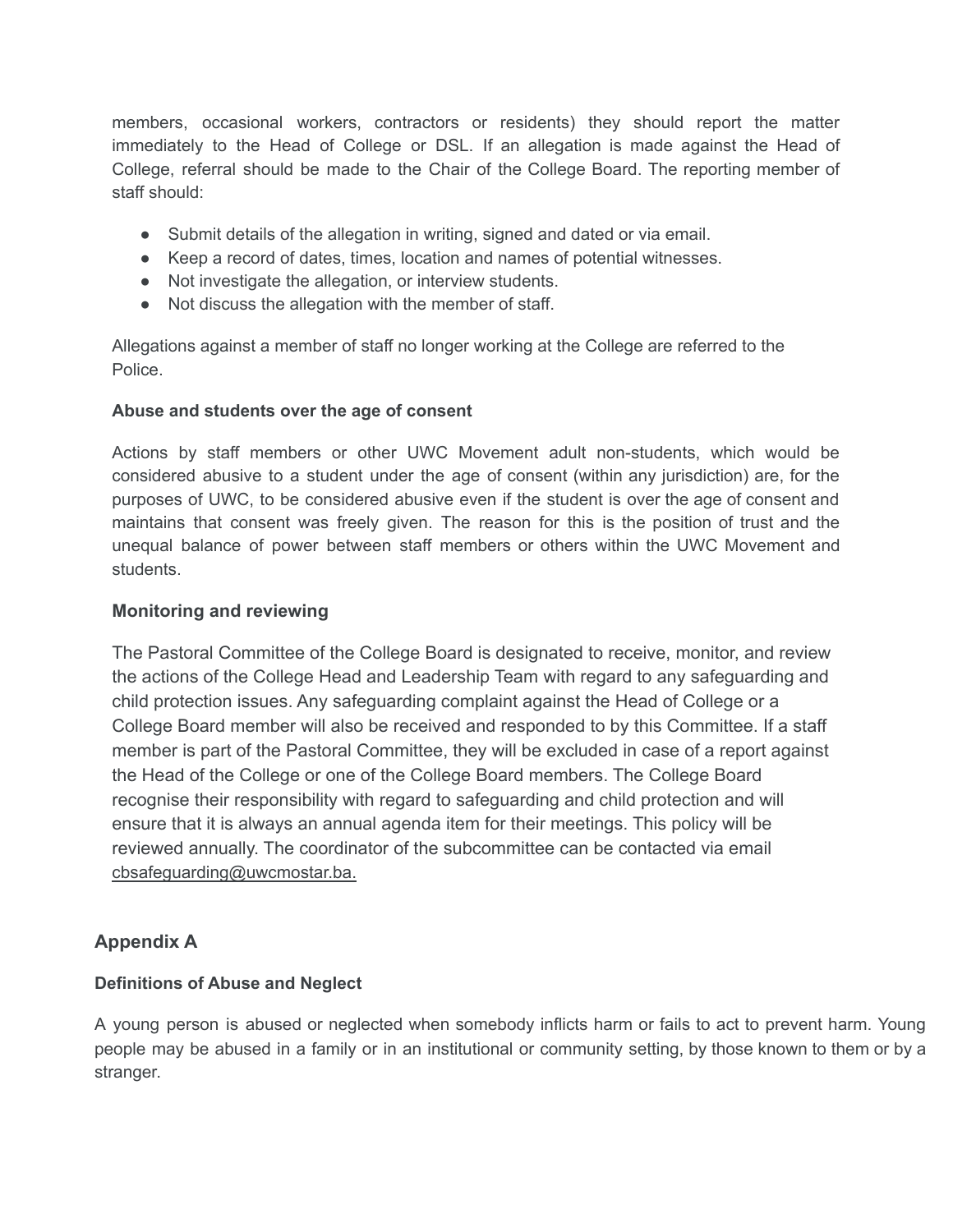members, occasional workers, contractors or residents) they should report the matter immediately to the Head of College or DSL. If an allegation is made against the Head of College, referral should be made to the Chair of the College Board. The reporting member of staff should:

- Submit details of the allegation in writing, signed and dated or via email.
- Keep a record of dates, times, location and names of potential witnesses.
- Not investigate the allegation, or interview students.
- Not discuss the allegation with the member of staff.

Allegations against a member of staff no longer working at the College are referred to the Police.

**Abuse and students over the age of consent**

Actions by staff members or other UWC Movement adult non-students, which would be considered abusive to a student under the age of consent (within any jurisdiction) are, for the purposes of UWC, to be considered abusive even if the student is over the age of consent and maintains that consent was freely given. The reason for this is the position of trust and the unequal balance of power between staff members or others within the UWC Movement and students.

### Monitoring and reviewing

The Pastoral Committee of the College Board is designated to receive, monitor, and review the actions of the College Head and Leadership Team with regard to any safeguarding and child protection issues. Any safeguarding complaint against the Head of College or a College Board member will also be received and responded to by this Committee. If a staff member is part of the Pastoral Committee, they will be excluded in case of a report against the Head of the College or one of the College Board members. The College Board recognise their responsibility with regard to safeguarding and child protection and will ensure that it is always an annual agenda item for their meetings. This policy will be reviewed annually. The coordinator of the subcommittee can be contacted via email cbsafeguarding@uwcmostar.ba.

## Appendix A

**Definitions of Abuse and Neglect**

A young person is abused or neglected when somebody inflicts harm or fails to act to prevent harm. Young people may be abused in a family or in an institutional or community setting, by those known to them or by a stranger.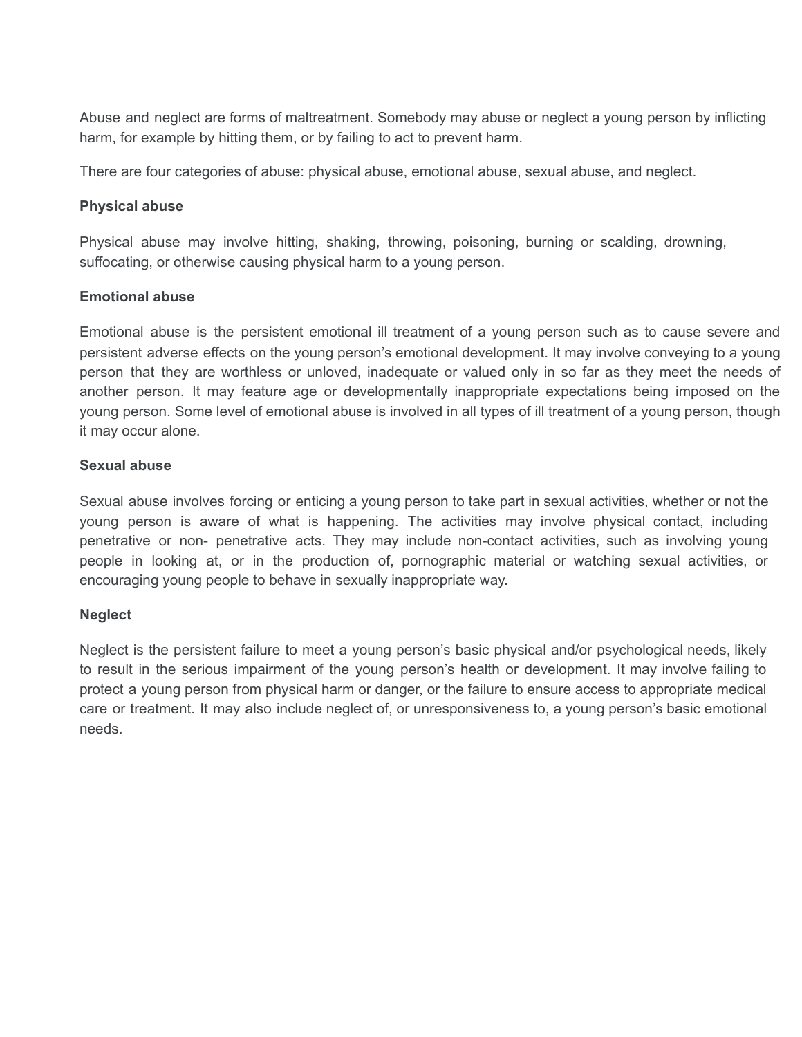Abuse and neglect are forms of maltreatment. Somebody may abuse or neglect a young person by inflicting harm, for example by hitting them, or by failing to act to prevent harm.

There are four categories of abuse: physical abuse, emotional abuse, sexual abuse, and neglect.

**Physical abuse**

Physical abuse may involve hitting, shaking, throwing, poisoning, burning or scalding, drowning, suffocating, or otherwise causing physical harm to a young person.

**Emotional abuse**

Emotional abuse is the persistent emotional ill treatment of a young person such as to cause severe and persistent adverse effects on the young person's emotional development. It may involve conveying to a young person that they are worthless or unloved, inadequate or valued only in so far as they meet the needs of another person. It may feature age or developmentally inappropriate expectations being imposed on the young person. Some level of emotional abuse is involved in all types of ill treatment of a young person, though it may occur alone.

**Sexual abuse**

Sexual abuse involves forcing or enticing a young person to take part in sexual activities, whether or not the young person is aware of what is happening. The activities may involve physical contact, including penetrative or non- penetrative acts. They may include non-contact activities, such as involving young people in looking at, or in the production of, pornographic material or watching sexual activities, or encouraging young people to behave in sexually inappropriate way.

**Neglect**

Neglect is the persistent failure to meet a young person's basic physical and/or psychological needs, likely to result in the serious impairment of the young person's health or development. It may involve failing to protect a young person from physical harm or danger, or the failure to ensure access to appropriate medical care or treatment. It may also include neglect of, or unresponsiveness to, a young person's basic emotional needs.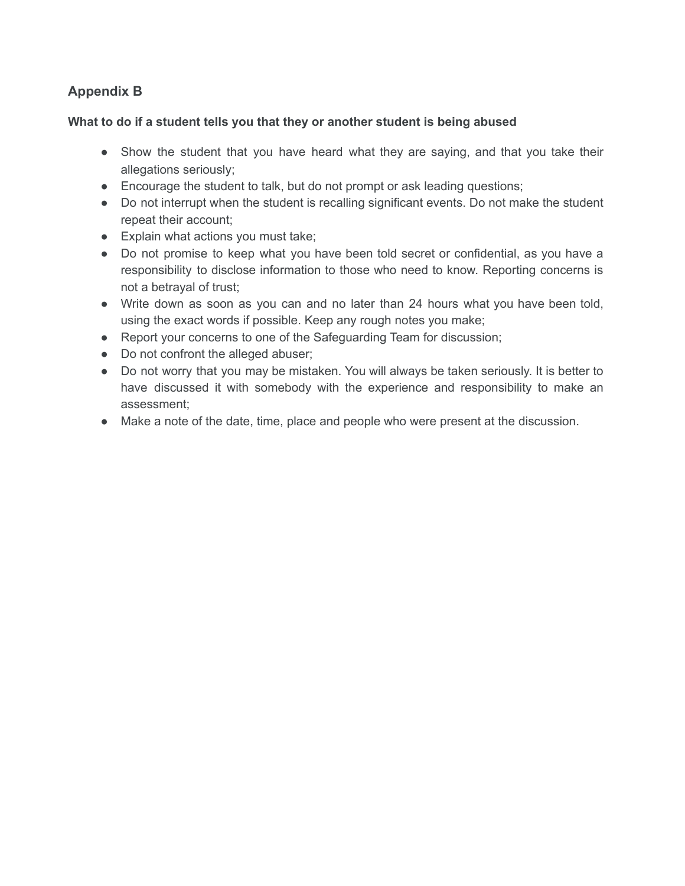## Appendix B

**What to do if a student tells you that they or another student is being abused**

- Show the student that you have heard what they are saying, and that you take their allegations seriously;
- Encourage the student to talk, but do not prompt or ask leading questions;
- Do not interrupt when the student is recalling significant events. Do not make the student repeat their account;
- Explain what actions you must take;
- Do not promise to keep what you have been told secret or confidential, as you have a responsibility to disclose information to those who need to know. Reporting concerns is not a betrayal of trust;
- Write down as soon as you can and no later than 24 hours what you have been told, using the exact words if possible. Keep any rough notes you make;
- Report your concerns to one of the Safeguarding Team for discussion;
- Do not confront the alleged abuser;
- Do not worry that you may be mistaken. You will always be taken seriously. It is better to have discussed it with somebody with the experience and responsibility to make an assessment;
- Make a note of the date, time, place and people who were present at the discussion.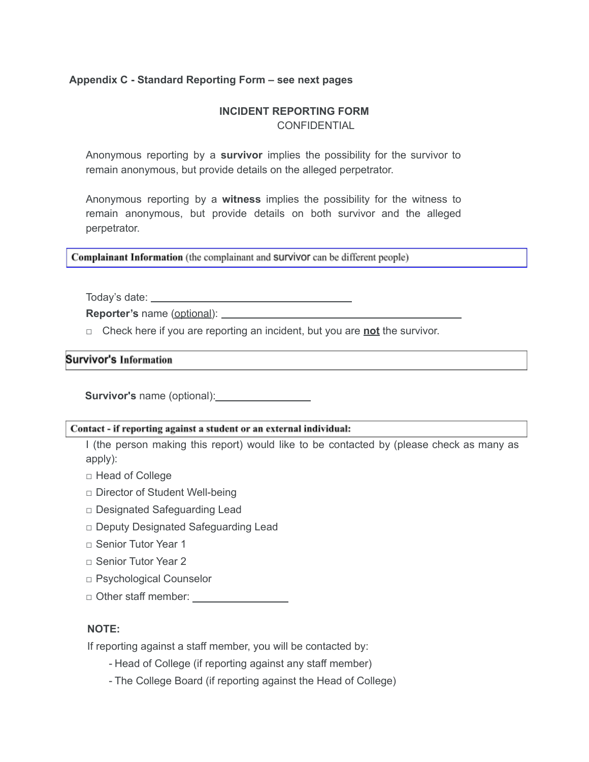**Appendix C - Standard Reporting Form – see next pages**

**INCIDENT REPORTING FORM**
CONFIDENTIAL

Anonymous reporting by a **survivor** implies the possibility for the survivor to remain anonymous, but provide details on the alleged perpetrator.

Anonymous reporting by a **witness** implies the possibility for the witness to remain anonymous, but provide details on both survivor and the alleged perpetrator.

| **Complainant Information** (the complainant and survivor can be different people) |
|---|

Today's date: ____________________________

**Reporter's** name (optional): ____________________________________

□ Check here if you are reporting an incident, but you are **not** the survivor.

| **Survivor's Information** |
|---|

**Survivor's** name (optional): ______________

| **Contact - if reporting against a student or an external individual:** |
|---|

I (the person making this report) would like to be contacted by (please check as many as apply):

□ Head of College
□ Director of Student Well-being
□ Designated Safeguarding Lead
□ Deputy Designated Safeguarding Lead
□ Senior Tutor Year 1
□ Senior Tutor Year 2
□ Psychological Counselor
□ Other staff member: ______________

**NOTE:**

If reporting against a staff member, you will be contacted by:

- Head of College (if reporting against any staff member)
- The College Board (if reporting against the Head of College)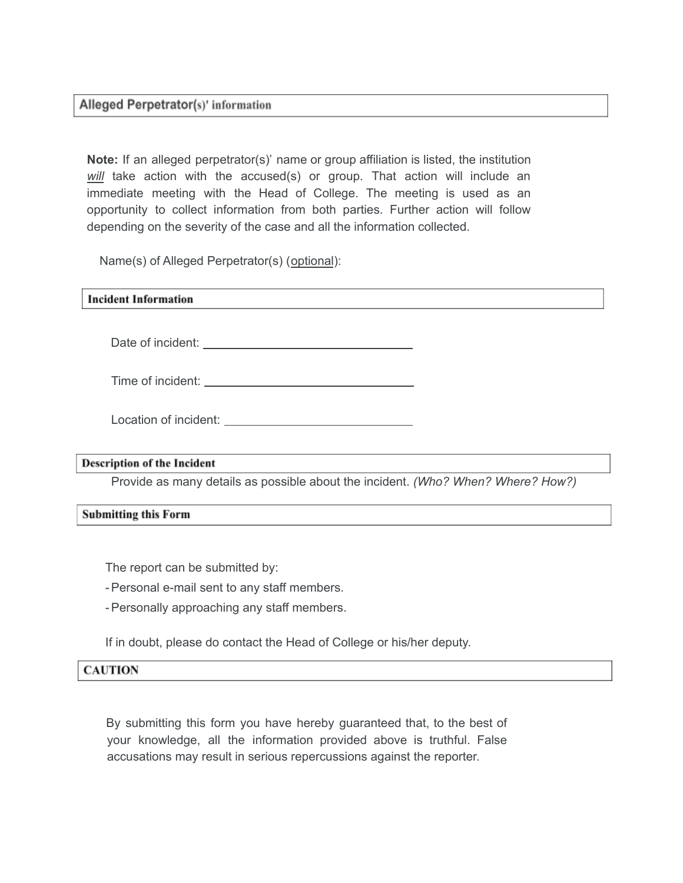## Alleged Perpetrator(s)' information

**Note:** If an alleged perpetrator(s)' name or group affiliation is listed, the institution *will* take action with the accused(s) or group. That action will include an immediate meeting with the Head of College. The meeting is used as an opportunity to collect information from both parties. Further action will follow depending on the severity of the case and all the information collected.

Name(s) of Alleged Perpetrator(s) (optional):

## Incident Information

Date of incident: ______________________________

Time of incident: ______________________________

Location of incident: ___________________________

## Description of the Incident

Provide as many details as possible about the incident. *(Who? When? Where? How?)*

## Submitting this Form

The report can be submitted by:

- Personal e-mail sent to any staff members.
- Personally approaching any staff members.

If in doubt, please do contact the Head of College or his/her deputy.

## CAUTION

By submitting this form you have hereby guaranteed that, to the best of your knowledge, all the information provided above is truthful. False accusations may result in serious repercussions against the reporter.